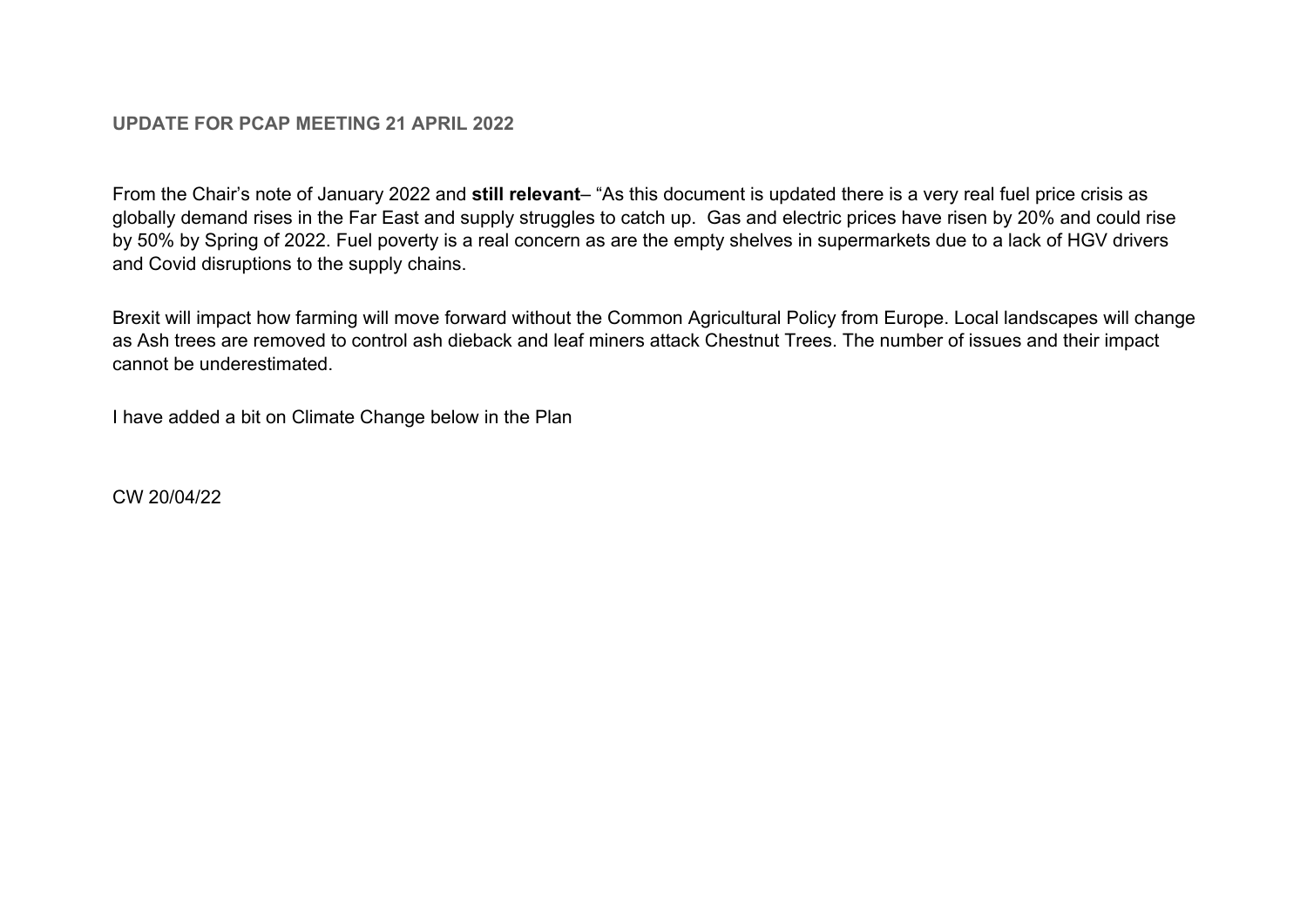## UPDATE FOR PCAP MEETING 21 APRIL 2022

From the Chair's note of January 2022 and **still relevant**– "As this document is updated there is a very real fuel price crisis as globally demand rises in the Far East and supply struggles to catch up.  Gas and electric prices have risen by 20% and could rise by 50% by Spring of 2022. Fuel poverty is a real concern as are the empty shelves in supermarkets due to a lack of HGV drivers and Covid disruptions to the supply chains.

Brexit will impact how farming will move forward without the Common Agricultural Policy from Europe. Local landscapes will change as Ash trees are removed to control ash dieback and leaf miners attack Chestnut Trees. The number of issues and their impact cannot be underestimated.

I have added a bit on Climate Change below in the Plan

CW 20/04/22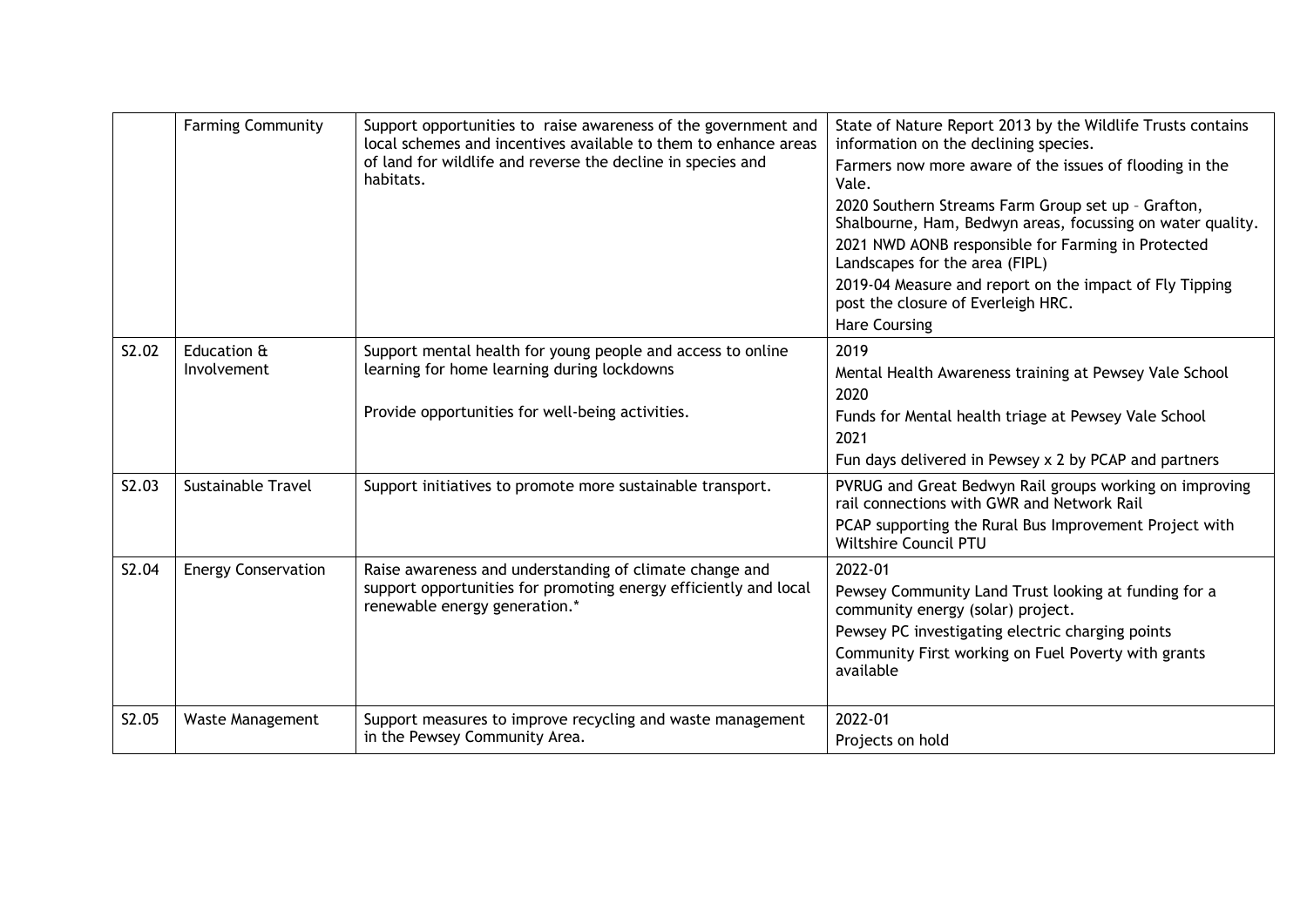| | | | |
|---|---|---|---|
| | Farming Community | Support opportunities to raise awareness of the government and local schemes and incentives available to them to enhance areas of land for wildlife and reverse the decline in species and habitats. | State of Nature Report 2013 by the Wildlife Trusts contains information on the declining species.<br>Farmers now more aware of the issues of flooding in the Vale.<br>2020 Southern Streams Farm Group set up – Grafton, Shalbourne, Ham, Bedwyn areas, focussing on water quality.<br>2021 NWD AONB responsible for Farming in Protected Landscapes for the area (FIPL)<br>2019-04 Measure and report on the impact of Fly Tipping post the closure of Everleigh HRC.<br>Hare Coursing |
| S2.02 | Education & Involvement | Support mental health for young people and access to online learning for home learning during lockdowns<br><br>Provide opportunities for well-being activities. | 2019<br>Mental Health Awareness training at Pewsey Vale School<br>2020<br>Funds for Mental health triage at Pewsey Vale School<br>2021<br>Fun days delivered in Pewsey x 2 by PCAP and partners |
| S2.03 | Sustainable Travel | Support initiatives to promote more sustainable transport. | PVRUG and Great Bedwyn Rail groups working on improving rail connections with GWR and Network Rail<br>PCAP supporting the Rural Bus Improvement Project with Wiltshire Council PTU |
| S2.04 | Energy Conservation | Raise awareness and understanding of climate change and support opportunities for promoting energy efficiently and local renewable energy generation.* | 2022-01<br>Pewsey Community Land Trust looking at funding for a community energy (solar) project.<br>Pewsey PC investigating electric charging points<br>Community First working on Fuel Poverty with grants available |
| S2.05 | Waste Management | Support measures to improve recycling and waste management in the Pewsey Community Area. | 2022-01<br>Projects on hold |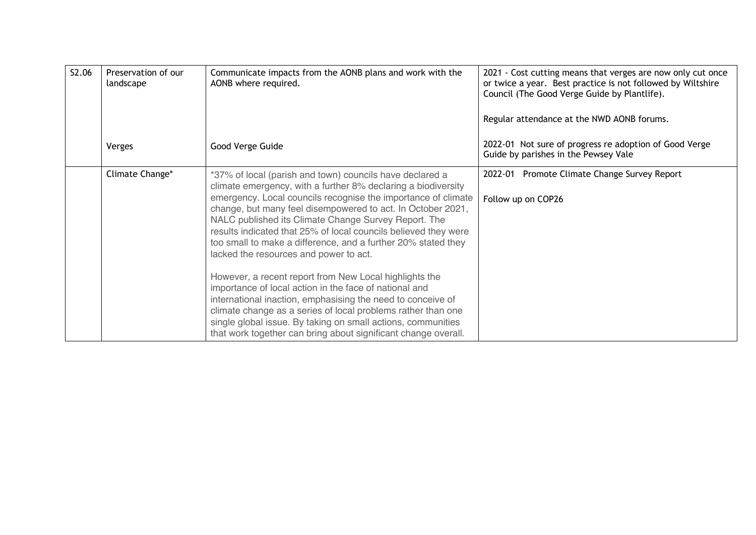| | | | |
|---|---|---|---|
| S2.06 | Preservation of our landscape | Communicate impacts from the AONB plans and work with the AONB where required. | 2021 - Cost cutting means that verges are now only cut once or twice a year. Best practice is not followed by Wiltshire Council (The Good Verge Guide by Plantlife).<br><br>Regular attendance at the NWD AONB forums. |
| | Verges | Good Verge Guide | 2022-01 Not sure of progress re adoption of Good Verge Guide by parishes in the Pewsey Vale |
| | Climate Change* | *37% of local (parish and town) councils have declared a climate emergency, with a further 8% declaring a biodiversity emergency. Local councils recognise the importance of climate change, but many feel disempowered to act. In October 2021, NALC published its Climate Change Survey Report. The results indicated that 25% of local councils believed they were too small to make a difference, and a further 20% stated they lacked the resources and power to act.<br><br>However, a recent report from New Local highlights the importance of local action in the face of national and international inaction, emphasising the need to conceive of climate change as a series of local problems rather than one single global issue. By taking on small actions, communities that work together can bring about significant change overall. | 2022-01 Promote Climate Change Survey Report<br><br>Follow up on COP26 |